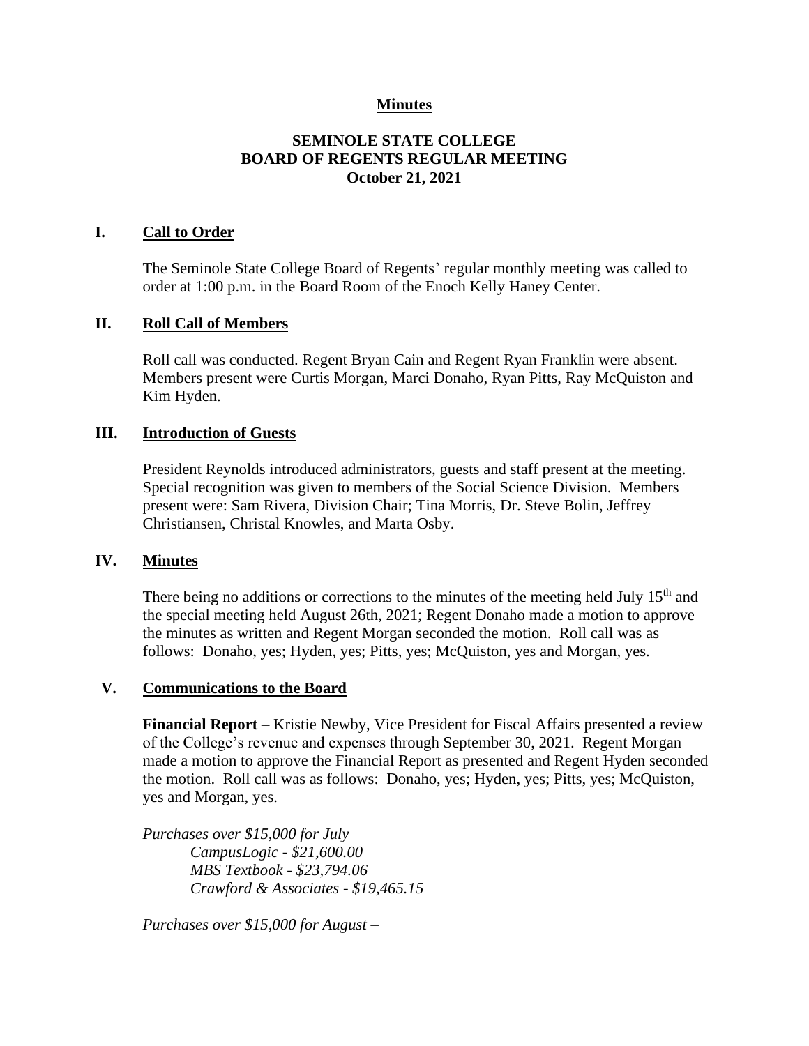**Minutes**

# SEMINOLE STATE COLLEGE
# BOARD OF REGENTS REGULAR MEETING
# October 21, 2021

## I. Call to Order

The Seminole State College Board of Regents' regular monthly meeting was called to order at 1:00 p.m. in the Board Room of the Enoch Kelly Haney Center.

## II. Roll Call of Members

Roll call was conducted. Regent Bryan Cain and Regent Ryan Franklin were absent. Members present were Curtis Morgan, Marci Donaho, Ryan Pitts, Ray McQuiston and Kim Hyden.

## III. Introduction of Guests

President Reynolds introduced administrators, guests and staff present at the meeting. Special recognition was given to members of the Social Science Division. Members present were: Sam Rivera, Division Chair; Tina Morris, Dr. Steve Bolin, Jeffrey Christiansen, Christal Knowles, and Marta Osby.

## IV. Minutes

There being no additions or corrections to the minutes of the meeting held July 15th and the special meeting held August 26th, 2021; Regent Donaho made a motion to approve the minutes as written and Regent Morgan seconded the motion. Roll call was as follows: Donaho, yes; Hyden, yes; Pitts, yes; McQuiston, yes and Morgan, yes.

## V. Communications to the Board

**Financial Report** – Kristie Newby, Vice President for Fiscal Affairs presented a review of the College's revenue and expenses through September 30, 2021. Regent Morgan made a motion to approve the Financial Report as presented and Regent Hyden seconded the motion. Roll call was as follows: Donaho, yes; Hyden, yes; Pitts, yes; McQuiston, yes and Morgan, yes.

*Purchases over $15,000 for July –*

*CampusLogic - $21,600.00*
*MBS Textbook - $23,794.06*
*Crawford & Associates - $19,465.15*

*Purchases over $15,000 for August –*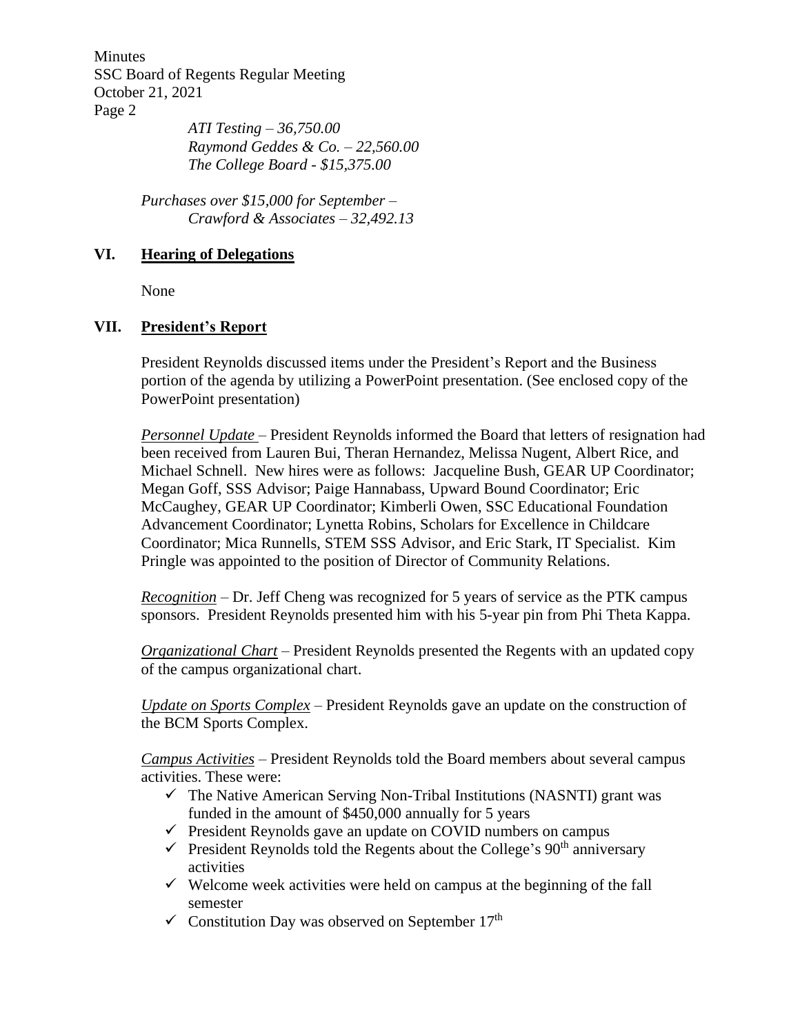*ATI Testing – 36,750.00*
*Raymond Geddes & Co. – 22,560.00*
*The College Board - $15,375.00*

*Purchases over $15,000 for September –*
*Crawford & Associates – 32,492.13*

## VI. Hearing of Delegations

None

## VII. President's Report

President Reynolds discussed items under the President's Report and the Business portion of the agenda by utilizing a PowerPoint presentation. (See enclosed copy of the PowerPoint presentation)

*Personnel Update* – President Reynolds informed the Board that letters of resignation had been received from Lauren Bui, Theran Hernandez, Melissa Nugent, Albert Rice, and Michael Schnell. New hires were as follows: Jacqueline Bush, GEAR UP Coordinator; Megan Goff, SSS Advisor; Paige Hannabass, Upward Bound Coordinator; Eric McCaughey, GEAR UP Coordinator; Kimberli Owen, SSC Educational Foundation Advancement Coordinator; Lynetta Robins, Scholars for Excellence in Childcare Coordinator; Mica Runnells, STEM SSS Advisor, and Eric Stark, IT Specialist. Kim Pringle was appointed to the position of Director of Community Relations.

*Recognition* – Dr. Jeff Cheng was recognized for 5 years of service as the PTK campus sponsors. President Reynolds presented him with his 5-year pin from Phi Theta Kappa.

*Organizational Chart* – President Reynolds presented the Regents with an updated copy of the campus organizational chart.

*Update on Sports Complex* – President Reynolds gave an update on the construction of the BCM Sports Complex.

*Campus Activities* – President Reynolds told the Board members about several campus activities. These were:

- ✓ The Native American Serving Non-Tribal Institutions (NASNTI) grant was funded in the amount of $450,000 annually for 5 years
- ✓ President Reynolds gave an update on COVID numbers on campus
- ✓ President Reynolds told the Regents about the College's 90th anniversary activities
- ✓ Welcome week activities were held on campus at the beginning of the fall semester
- ✓ Constitution Day was observed on September 17th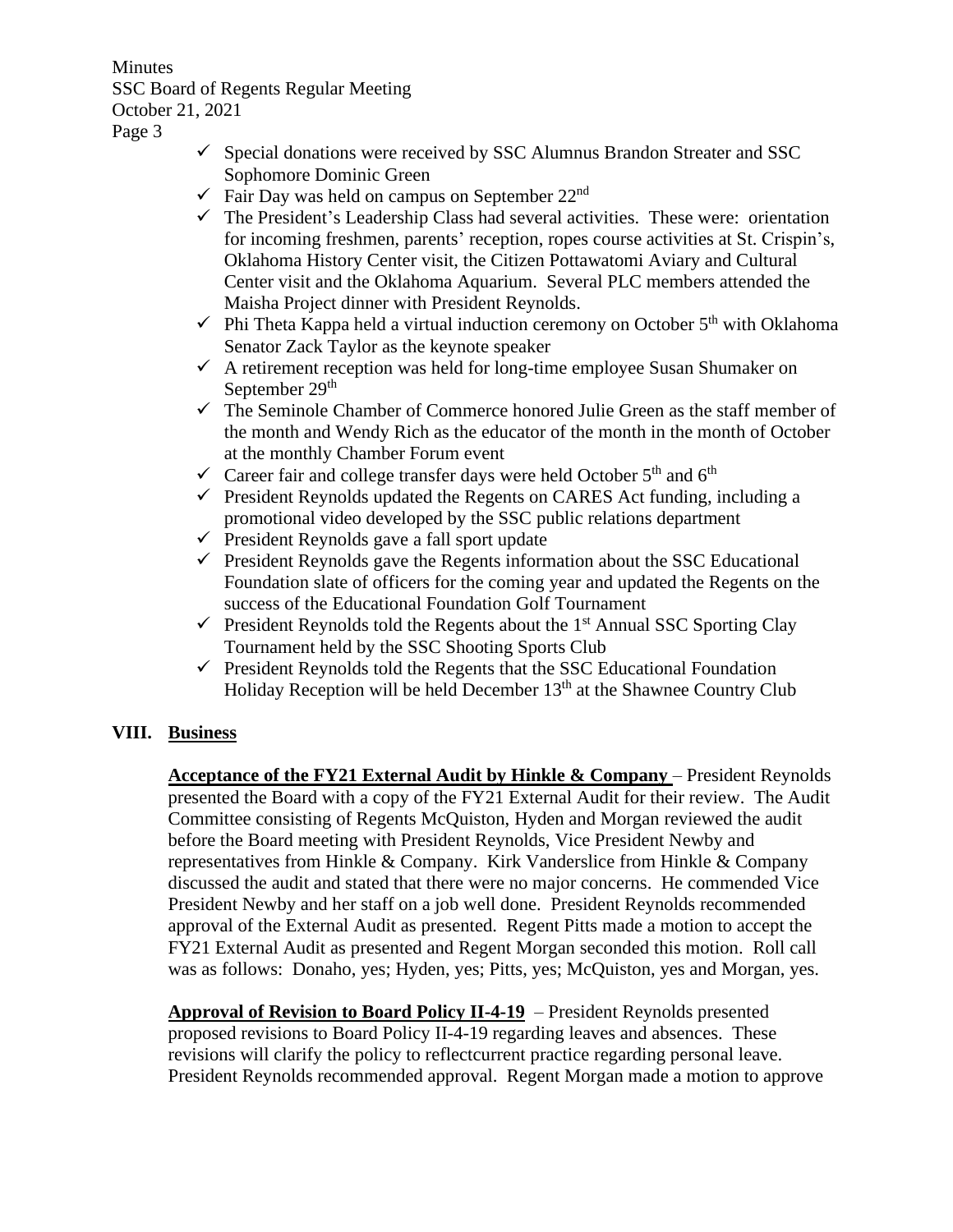- ✓ Special donations were received by SSC Alumnus Brandon Streater and SSC Sophomore Dominic Green
- ✓ Fair Day was held on campus on September 22nd
- ✓ The President's Leadership Class had several activities. These were: orientation for incoming freshmen, parents' reception, ropes course activities at St. Crispin's, Oklahoma History Center visit, the Citizen Pottawatomi Aviary and Cultural Center visit and the Oklahoma Aquarium. Several PLC members attended the Maisha Project dinner with President Reynolds.
- ✓ Phi Theta Kappa held a virtual induction ceremony on October 5th with Oklahoma Senator Zack Taylor as the keynote speaker
- ✓ A retirement reception was held for long-time employee Susan Shumaker on September 29th
- ✓ The Seminole Chamber of Commerce honored Julie Green as the staff member of the month and Wendy Rich as the educator of the month in the month of October at the monthly Chamber Forum event
- ✓ Career fair and college transfer days were held October 5th and 6th
- ✓ President Reynolds updated the Regents on CARES Act funding, including a promotional video developed by the SSC public relations department
- ✓ President Reynolds gave a fall sport update
- ✓ President Reynolds gave the Regents information about the SSC Educational Foundation slate of officers for the coming year and updated the Regents on the success of the Educational Foundation Golf Tournament
- ✓ President Reynolds told the Regents about the 1st Annual SSC Sporting Clay Tournament held by the SSC Shooting Sports Club
- ✓ President Reynolds told the Regents that the SSC Educational Foundation Holiday Reception will be held December 13th at the Shawnee Country Club

## VIII. Business

**Acceptance of the FY21 External Audit by Hinkle & Company** – President Reynolds presented the Board with a copy of the FY21 External Audit for their review. The Audit Committee consisting of Regents McQuiston, Hyden and Morgan reviewed the audit before the Board meeting with President Reynolds, Vice President Newby and representatives from Hinkle & Company. Kirk Vanderslice from Hinkle & Company discussed the audit and stated that there were no major concerns. He commended Vice President Newby and her staff on a job well done. President Reynolds recommended approval of the External Audit as presented. Regent Pitts made a motion to accept the FY21 External Audit as presented and Regent Morgan seconded this motion. Roll call was as follows: Donaho, yes; Hyden, yes; Pitts, yes; McQuiston, yes and Morgan, yes.

**Approval of Revision to Board Policy II-4-19** – President Reynolds presented proposed revisions to Board Policy II-4-19 regarding leaves and absences. These revisions will clarify the policy to reflectcurrent practice regarding personal leave. President Reynolds recommended approval. Regent Morgan made a motion to approve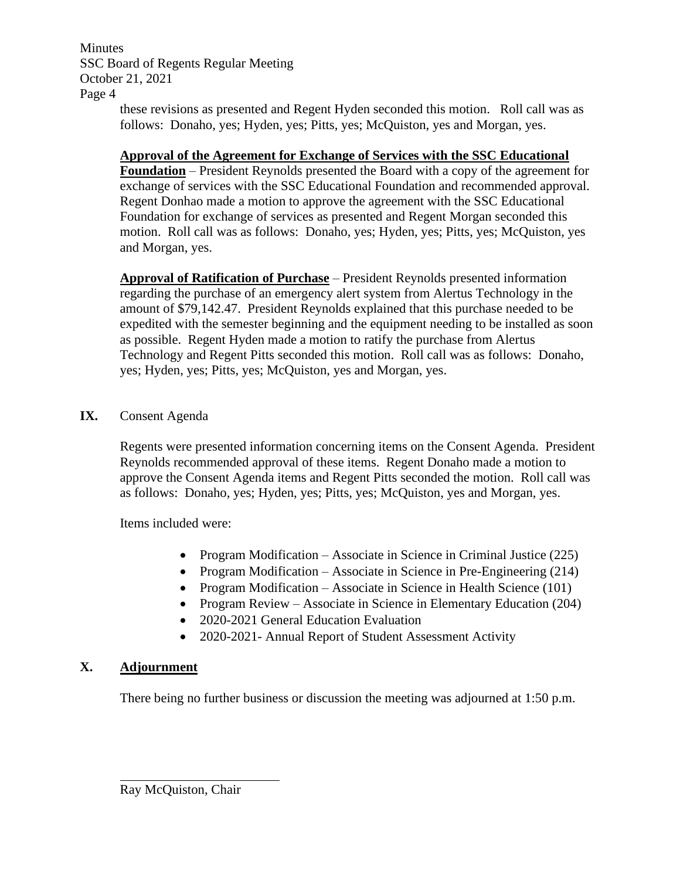these revisions as presented and Regent Hyden seconded this motion. Roll call was as follows: Donaho, yes; Hyden, yes; Pitts, yes; McQuiston, yes and Morgan, yes.

**Approval of the Agreement for Exchange of Services with the SSC Educational Foundation** – President Reynolds presented the Board with a copy of the agreement for exchange of services with the SSC Educational Foundation and recommended approval. Regent Donhao made a motion to approve the agreement with the SSC Educational Foundation for exchange of services as presented and Regent Morgan seconded this motion. Roll call was as follows: Donaho, yes; Hyden, yes; Pitts, yes; McQuiston, yes and Morgan, yes.

**Approval of Ratification of Purchase** – President Reynolds presented information regarding the purchase of an emergency alert system from Alertus Technology in the amount of $79,142.47. President Reynolds explained that this purchase needed to be expedited with the semester beginning and the equipment needing to be installed as soon as possible. Regent Hyden made a motion to ratify the purchase from Alertus Technology and Regent Pitts seconded this motion. Roll call was as follows: Donaho, yes; Hyden, yes; Pitts, yes; McQuiston, yes and Morgan, yes.

**IX.** Consent Agenda

Regents were presented information concerning items on the Consent Agenda. President Reynolds recommended approval of these items. Regent Donaho made a motion to approve the Consent Agenda items and Regent Pitts seconded the motion. Roll call was as follows: Donaho, yes; Hyden, yes; Pitts, yes; McQuiston, yes and Morgan, yes.

Items included were:

- Program Modification – Associate in Science in Criminal Justice (225)
- Program Modification – Associate in Science in Pre-Engineering (214)
- Program Modification – Associate in Science in Health Science (101)
- Program Review – Associate in Science in Elementary Education (204)
- 2020-2021 General Education Evaluation
- 2020-2021- Annual Report of Student Assessment Activity

## X. Adjournment

There being no further business or discussion the meeting was adjourned at 1:50 p.m.

Ray McQuiston, Chair